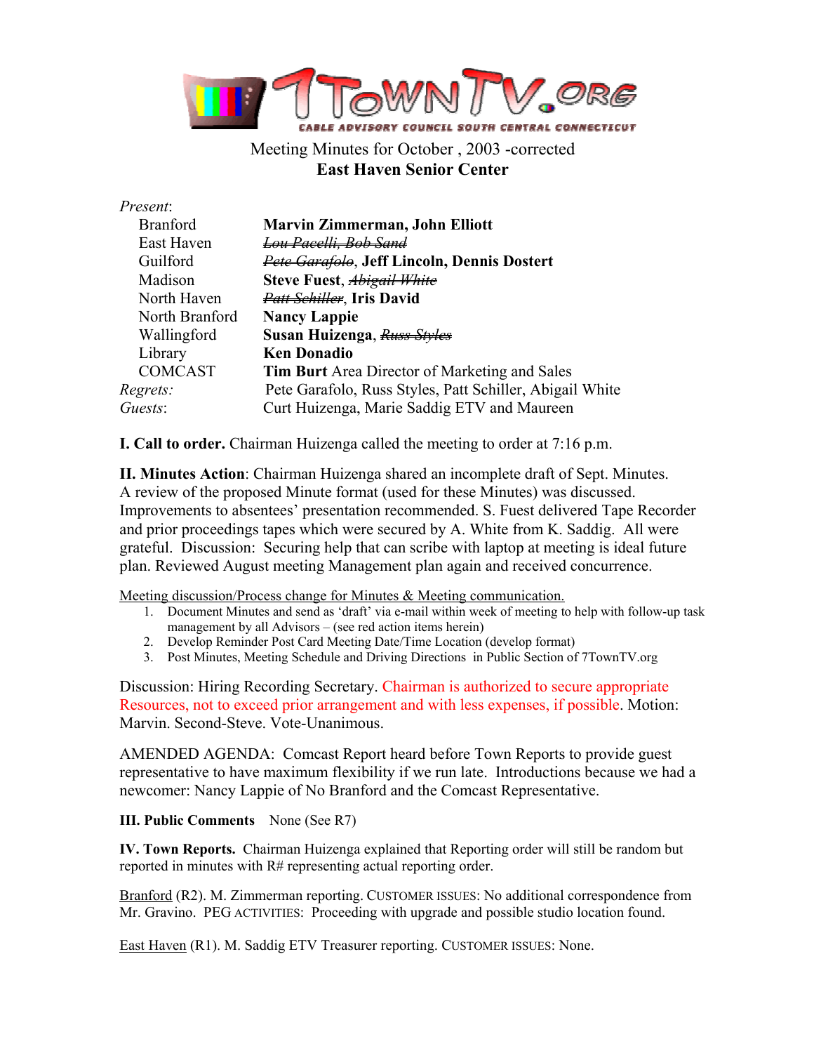7TownTV.org

CABLE ADVISORY COUNCIL SOUTH CENTRAL CONNECTICUT

Meeting Minutes for October , 2003 -corrected
**East Haven Senior Center**

*Present*:

| | |
|---|---|
| Branford | **Marvin Zimmerman, John Elliott** |
| East Haven | ~~Lou Pacelli, Bob Sand~~ |
| Guilford | ~~Pete Garafolo~~, **Jeff Lincoln, Dennis Dostert** |
| Madison | **Steve Fuest**, ~~Abigail White~~ |
| North Haven | ~~Patt Schiller~~, **Iris David** |
| North Branford | **Nancy Lappie** |
| Wallingford | **Susan Huizenga**, ~~Russ Styles~~ |
| Library | **Ken Donadio** |
| COMCAST | **Tim Burt** Area Director of Marketing and Sales |
| *Regrets:* | Pete Garafolo, Russ Styles, Patt Schiller, Abigail White |
| *Guests*: | Curt Huizenga, Marie Saddig ETV and Maureen |

**I. Call to order.** Chairman Huizenga called the meeting to order at 7:16 p.m.

**II. Minutes Action**: Chairman Huizenga shared an incomplete draft of Sept. Minutes. A review of the proposed Minute format (used for these Minutes) was discussed. Improvements to absentees' presentation recommended. S. Fuest delivered Tape Recorder and prior proceedings tapes which were secured by A. White from K. Saddig. All were grateful. Discussion: Securing help that can scribe with laptop at meeting is ideal future plan. Reviewed August meeting Management plan again and received concurrence.

Meeting discussion/Process change for Minutes & Meeting communication.

1. Document Minutes and send as 'draft' via e-mail within week of meeting to help with follow-up task management by all Advisors – (see red action items herein)
2. Develop Reminder Post Card Meeting Date/Time Location (develop format)
3. Post Minutes, Meeting Schedule and Driving Directions in Public Section of 7TownTV.org

Discussion: Hiring Recording Secretary. Chairman is authorized to secure appropriate Resources, not to exceed prior arrangement and with less expenses, if possible. Motion: Marvin. Second-Steve. Vote-Unanimous.

AMENDED AGENDA: Comcast Report heard before Town Reports to provide guest representative to have maximum flexibility if we run late. Introductions because we had a newcomer: Nancy Lappie of No Branford and the Comcast Representative.

**III. Public Comments** None (See R7)

**IV. Town Reports.** Chairman Huizenga explained that Reporting order will still be random but reported in minutes with R# representing actual reporting order.

Branford (R2). M. Zimmerman reporting. CUSTOMER ISSUES: No additional correspondence from Mr. Gravino. PEG ACTIVITIES: Proceeding with upgrade and possible studio location found.

East Haven (R1). M. Saddig ETV Treasurer reporting. CUSTOMER ISSUES: None.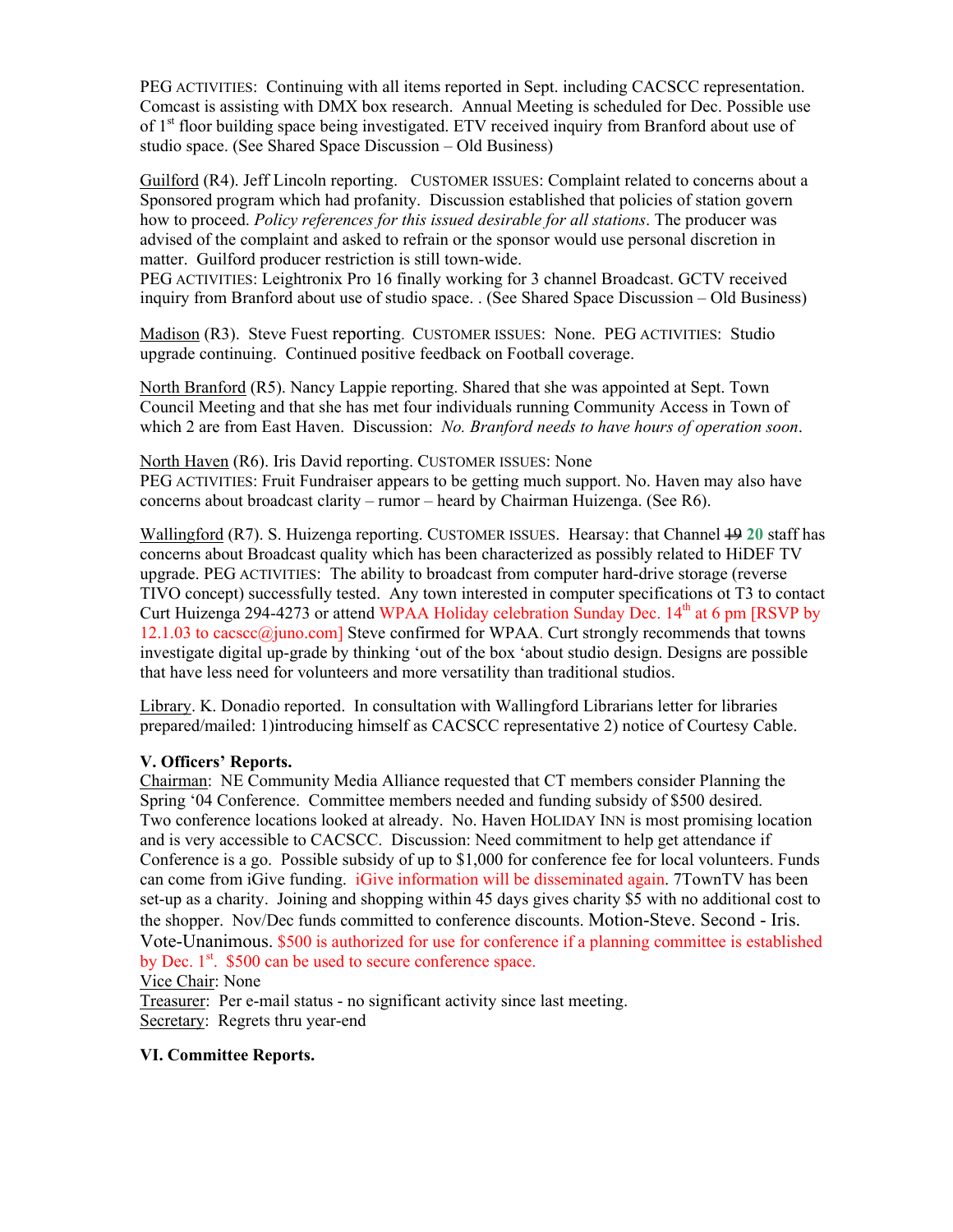PEG ACTIVITIES: Continuing with all items reported in Sept. including CACSCC representation. Comcast is assisting with DMX box research. Annual Meeting is scheduled for Dec. Possible use of 1st floor building space being investigated. ETV received inquiry from Branford about use of studio space. (See Shared Space Discussion – Old Business)

Guilford (R4). Jeff Lincoln reporting. CUSTOMER ISSUES: Complaint related to concerns about a Sponsored program which had profanity. Discussion established that policies of station govern how to proceed. *Policy references for this issued desirable for all stations*. The producer was advised of the complaint and asked to refrain or the sponsor would use personal discretion in matter. Guilford producer restriction is still town-wide.
PEG ACTIVITIES: Leightronix Pro 16 finally working for 3 channel Broadcast. GCTV received inquiry from Branford about use of studio space. . (See Shared Space Discussion – Old Business)

Madison (R3). Steve Fuest reporting. CUSTOMER ISSUES: None. PEG ACTIVITIES: Studio upgrade continuing. Continued positive feedback on Football coverage.

North Branford (R5). Nancy Lappie reporting. Shared that she was appointed at Sept. Town Council Meeting and that she has met four individuals running Community Access in Town of which 2 are from East Haven. Discussion: *No. Branford needs to have hours of operation soon*.

North Haven (R6). Iris David reporting. CUSTOMER ISSUES: None
PEG ACTIVITIES: Fruit Fundraiser appears to be getting much support. No. Haven may also have concerns about broadcast clarity – rumor – heard by Chairman Huizenga. (See R6).

Wallingford (R7). S. Huizenga reporting. CUSTOMER ISSUES. Hearsay: that Channel ~~19~~ **20** staff has concerns about Broadcast quality which has been characterized as possibly related to HiDEF TV upgrade. PEG ACTIVITIES: The ability to broadcast from computer hard-drive storage (reverse TIVO concept) successfully tested. Any town interested in computer specifications ot T3 to contact Curt Huizenga 294-4273 or attend WPAA Holiday celebration Sunday Dec. 14th at 6 pm [RSVP by 12.1.03 to cacscc@juno.com] Steve confirmed for WPAA. Curt strongly recommends that towns investigate digital up-grade by thinking 'out of the box 'about studio design. Designs are possible that have less need for volunteers and more versatility than traditional studios.

Library. K. Donadio reported. In consultation with Wallingford Librarians letter for libraries prepared/mailed: 1)introducing himself as CACSCC representative 2) notice of Courtesy Cable.

**V. Officers' Reports.**

Chairman: NE Community Media Alliance requested that CT members consider Planning the Spring '04 Conference. Committee members needed and funding subsidy of $500 desired. Two conference locations looked at already. No. Haven HOLIDAY INN is most promising location and is very accessible to CACSCC. Discussion: Need commitment to help get attendance if Conference is a go. Possible subsidy of up to $1,000 for conference fee for local volunteers. Funds can come from iGive funding. iGive information will be disseminated again. 7TownTV has been set-up as a charity. Joining and shopping within 45 days gives charity $5 with no additional cost to the shopper. Nov/Dec funds committed to conference discounts. Motion-Steve. Second - Iris. Vote-Unanimous. $500 is authorized for use for conference if a planning committee is established by Dec. 1st. $500 can be used to secure conference space.

Vice Chair: None

Treasurer: Per e-mail status - no significant activity since last meeting.

Secretary: Regrets thru year-end

**VI. Committee Reports.**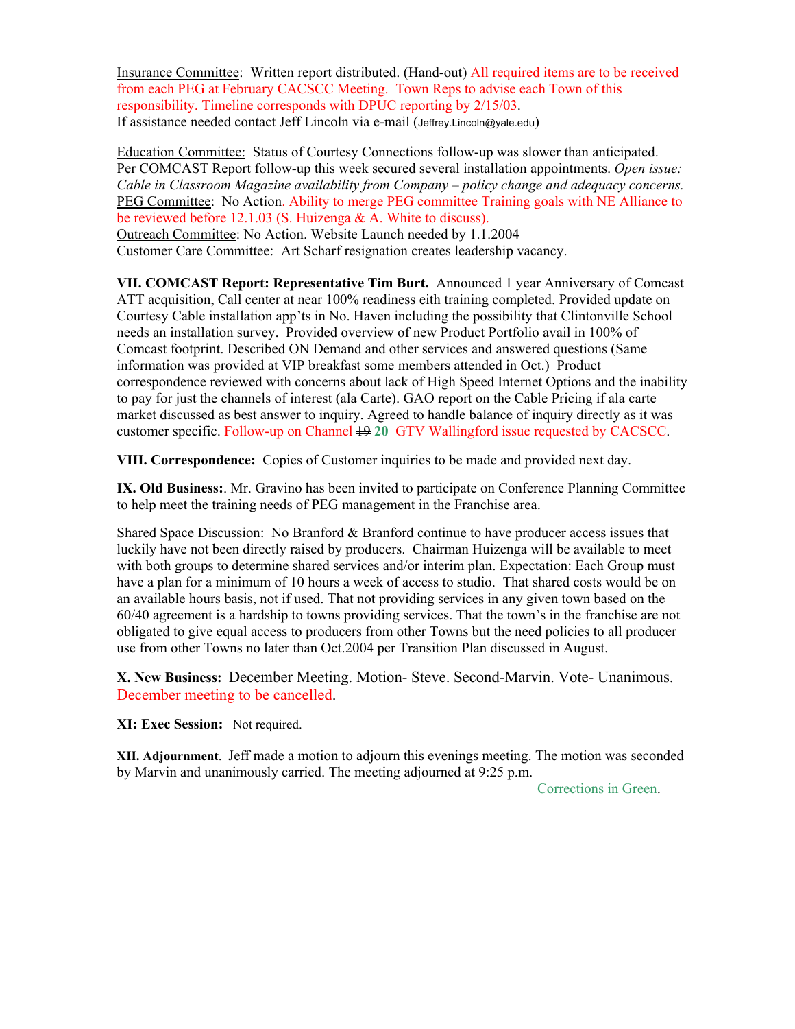Insurance Committee: Written report distributed. (Hand-out) All required items are to be received from each PEG at February CACSCC Meeting. Town Reps to advise each Town of this responsibility. Timeline corresponds with DPUC reporting by 2/15/03.
If assistance needed contact Jeff Lincoln via e-mail (Jeffrey.Lincoln@yale.edu)

Education Committee: Status of Courtesy Connections follow-up was slower than anticipated. Per COMCAST Report follow-up this week secured several installation appointments. *Open issue: Cable in Classroom Magazine availability from Company – policy change and adequacy concerns.*
PEG Committee: No Action. Ability to merge PEG committee Training goals with NE Alliance to be reviewed before 12.1.03 (S. Huizenga & A. White to discuss).
Outreach Committee: No Action. Website Launch needed by 1.1.2004
Customer Care Committee: Art Scharf resignation creates leadership vacancy.

**VII. COMCAST Report: Representative Tim Burt.** Announced 1 year Anniversary of Comcast ATT acquisition, Call center at near 100% readiness eith training completed. Provided update on Courtesy Cable installation app'ts in No. Haven including the possibility that Clintonville School needs an installation survey. Provided overview of new Product Portfolio avail in 100% of Comcast footprint. Described ON Demand and other services and answered questions (Same information was provided at VIP breakfast some members attended in Oct.) Product correspondence reviewed with concerns about lack of High Speed Internet Options and the inability to pay for just the channels of interest (ala Carte). GAO report on the Cable Pricing if ala carte market discussed as best answer to inquiry. Agreed to handle balance of inquiry directly as it was customer specific. Follow-up on Channel ~~19~~ **20** GTV Wallingford issue requested by CACSCC.

**VIII. Correspondence:** Copies of Customer inquiries to be made and provided next day.

**IX. Old Business:**. Mr. Gravino has been invited to participate on Conference Planning Committee to help meet the training needs of PEG management in the Franchise area.

Shared Space Discussion: No Branford & Branford continue to have producer access issues that luckily have not been directly raised by producers. Chairman Huizenga will be available to meet with both groups to determine shared services and/or interim plan. Expectation: Each Group must have a plan for a minimum of 10 hours a week of access to studio. That shared costs would be on an available hours basis, not if used. That not providing services in any given town based on the 60/40 agreement is a hardship to towns providing services. That the town's in the franchise are not obligated to give equal access to producers from other Towns but the need policies to all producer use from other Towns no later than Oct.2004 per Transition Plan discussed in August.

**X. New Business:** December Meeting. Motion- Steve. Second-Marvin. Vote- Unanimous. December meeting to be cancelled.

**XI: Exec Session:** Not required.

**XII. Adjournment**. Jeff made a motion to adjourn this evenings meeting. The motion was seconded by Marvin and unanimously carried. The meeting adjourned at 9:25 p.m.

Corrections in Green.